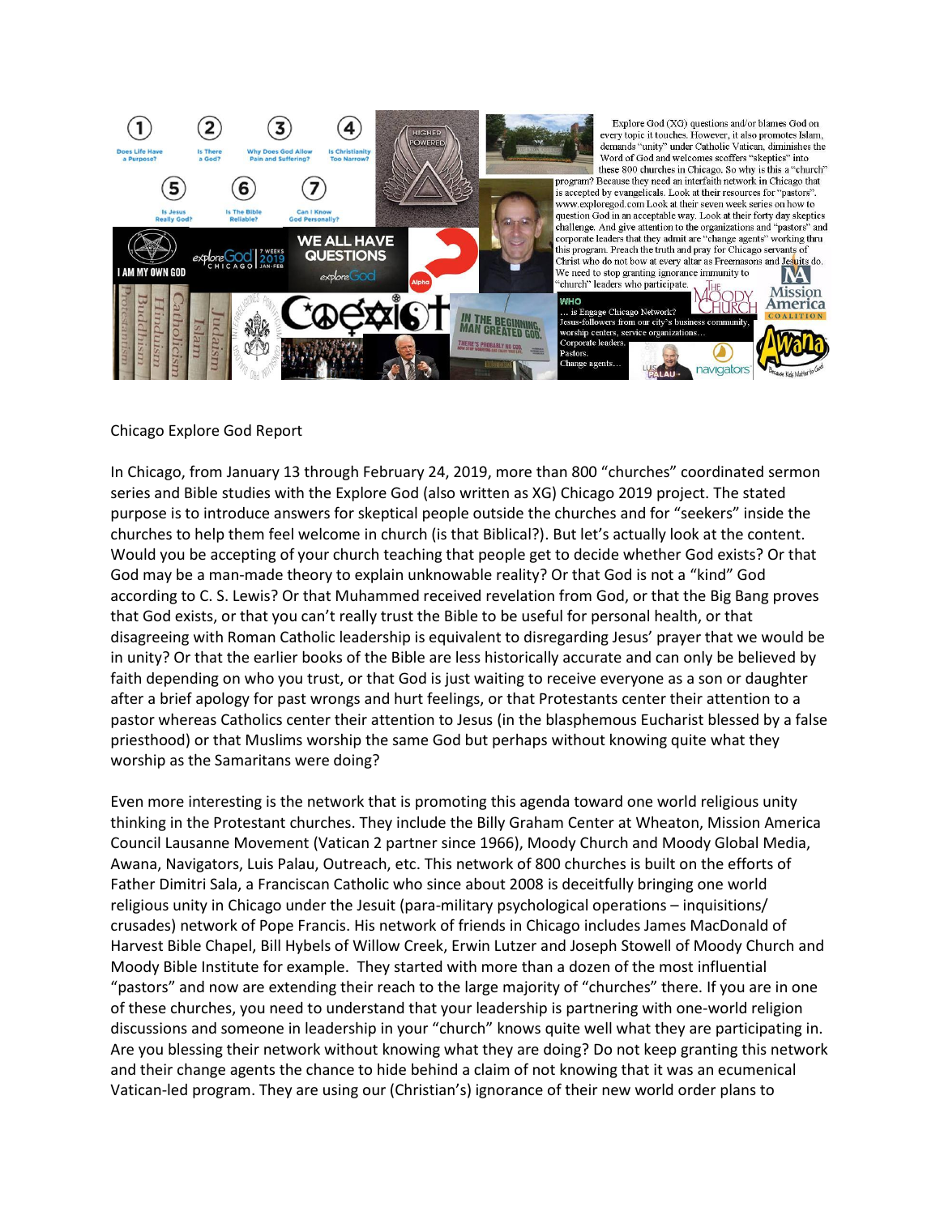Explore God (XG) questions and/or blames God on every topic it touches. However, it also promotes Islam, demands "unity" under Catholic Vatican, diminishes the Word of God and welcomes scoffers "skeptics" into these 800 churches in Chicago. So why is this a "church" program? Because they need an interfaith network in Chicago that is accepted by evangelicals. Look at their resources for "pastors". www.exploregod.com Look at their seven week series on how to question God in an acceptable way. Look at their forty day skeptics challenge. And give attention to the organizations and "pastors" and corporate leaders that they admit are "change agents" working thru this program. Preach the truth and pray for Chicago servants of Christ who do not bow at every altar as Freemasons and Jesuits do. We need to stop granting ignorance immunity to "church" leaders who participate.

Chicago Explore God Report

In Chicago, from January 13 through February 24, 2019, more than 800 "churches" coordinated sermon series and Bible studies with the Explore God (also written as XG) Chicago 2019 project. The stated purpose is to introduce answers for skeptical people outside the churches and for "seekers" inside the churches to help them feel welcome in church (is that Biblical?). But let's actually look at the content. Would you be accepting of your church teaching that people get to decide whether God exists? Or that God may be a man-made theory to explain unknowable reality? Or that God is not a "kind" God according to C. S. Lewis? Or that Muhammed received revelation from God, or that the Big Bang proves that God exists, or that you can't really trust the Bible to be useful for personal health, or that disagreeing with Roman Catholic leadership is equivalent to disregarding Jesus' prayer that we would be in unity? Or that the earlier books of the Bible are less historically accurate and can only be believed by faith depending on who you trust, or that God is just waiting to receive everyone as a son or daughter after a brief apology for past wrongs and hurt feelings, or that Protestants center their attention to a pastor whereas Catholics center their attention to Jesus (in the blasphemous Eucharist blessed by a false priesthood) or that Muslims worship the same God but perhaps without knowing quite what they worship as the Samaritans were doing?

Even more interesting is the network that is promoting this agenda toward one world religious unity thinking in the Protestant churches. They include the Billy Graham Center at Wheaton, Mission America Council Lausanne Movement (Vatican 2 partner since 1966), Moody Church and Moody Global Media, Awana, Navigators, Luis Palau, Outreach, etc. This network of 800 churches is built on the efforts of Father Dimitri Sala, a Franciscan Catholic who since about 2008 is deceitfully bringing one world religious unity in Chicago under the Jesuit (para-military psychological operations – inquisitions/ crusades) network of Pope Francis. His network of friends in Chicago includes James MacDonald of Harvest Bible Chapel, Bill Hybels of Willow Creek, Erwin Lutzer and Joseph Stowell of Moody Church and Moody Bible Institute for example. They started with more than a dozen of the most influential "pastors" and now are extending their reach to the large majority of "churches" there. If you are in one of these churches, you need to understand that your leadership is partnering with one-world religion discussions and someone in leadership in your "church" knows quite well what they are participating in. Are you blessing their network without knowing what they are doing? Do not keep granting this network and their change agents the chance to hide behind a claim of not knowing that it was an ecumenical Vatican-led program. They are using our (Christian's) ignorance of their new world order plans to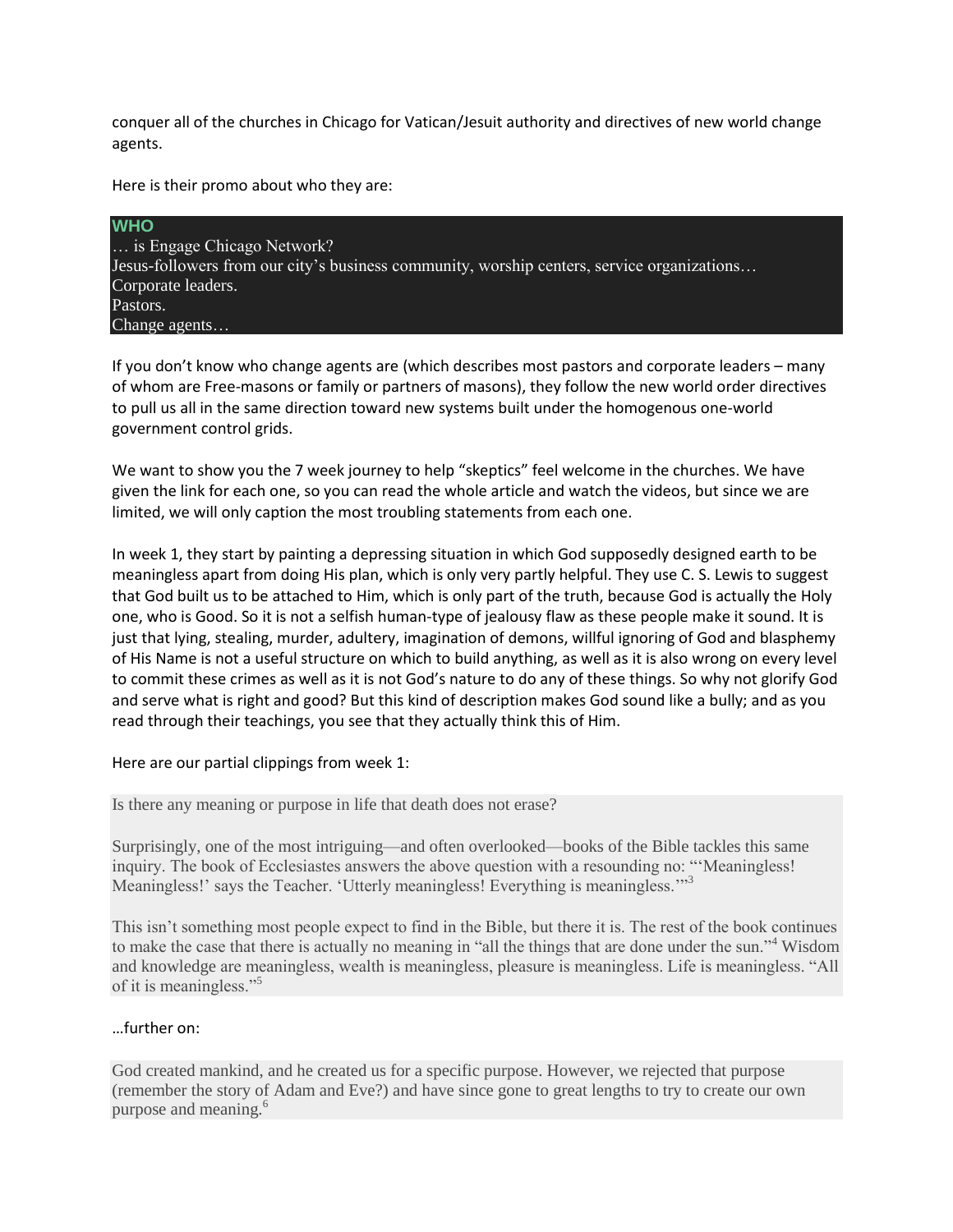conquer all of the churches in Chicago for Vatican/Jesuit authority and directives of new world change agents.

Here is their promo about who they are:

> **WHO**
> … is Engage Chicago Network?
> Jesus-followers from our city's business community, worship centers, service organizations…
> Corporate leaders.
> Pastors.
> Change agents…

If you don't know who change agents are (which describes most pastors and corporate leaders – many of whom are Free-masons or family or partners of masons), they follow the new world order directives to pull us all in the same direction toward new systems built under the homogenous one-world government control grids.

We want to show you the 7 week journey to help "skeptics" feel welcome in the churches. We have given the link for each one, so you can read the whole article and watch the videos, but since we are limited, we will only caption the most troubling statements from each one.

In week 1, they start by painting a depressing situation in which God supposedly designed earth to be meaningless apart from doing His plan, which is only very partly helpful. They use C. S. Lewis to suggest that God built us to be attached to Him, which is only part of the truth, because God is actually the Holy one, who is Good. So it is not a selfish human-type of jealousy flaw as these people make it sound. It is just that lying, stealing, murder, adultery, imagination of demons, willful ignoring of God and blasphemy of His Name is not a useful structure on which to build anything, as well as it is also wrong on every level to commit these crimes as well as it is not God's nature to do any of these things. So why not glorify God and serve what is right and good? But this kind of description makes God sound like a bully; and as you read through their teachings, you see that they actually think this of Him.

Here are our partial clippings from week 1:

> Is there any meaning or purpose in life that death does not erase?
>
> Surprisingly, one of the most intriguing—and often overlooked—books of the Bible tackles this same inquiry. The book of Ecclesiastes answers the above question with a resounding no: "'Meaningless! Meaningless!' says the Teacher. 'Utterly meaningless! Everything is meaningless.'"[3]
>
> This isn't something most people expect to find in the Bible, but there it is. The rest of the book continues to make the case that there is actually no meaning in "all the things that are done under the sun."[4] Wisdom and knowledge are meaningless, wealth is meaningless, pleasure is meaningless. Life is meaningless. "All of it is meaningless."[5]

…further on:

> God created mankind, and he created us for a specific purpose. However, we rejected that purpose (remember the story of Adam and Eve?) and have since gone to great lengths to try to create our own purpose and meaning.[6]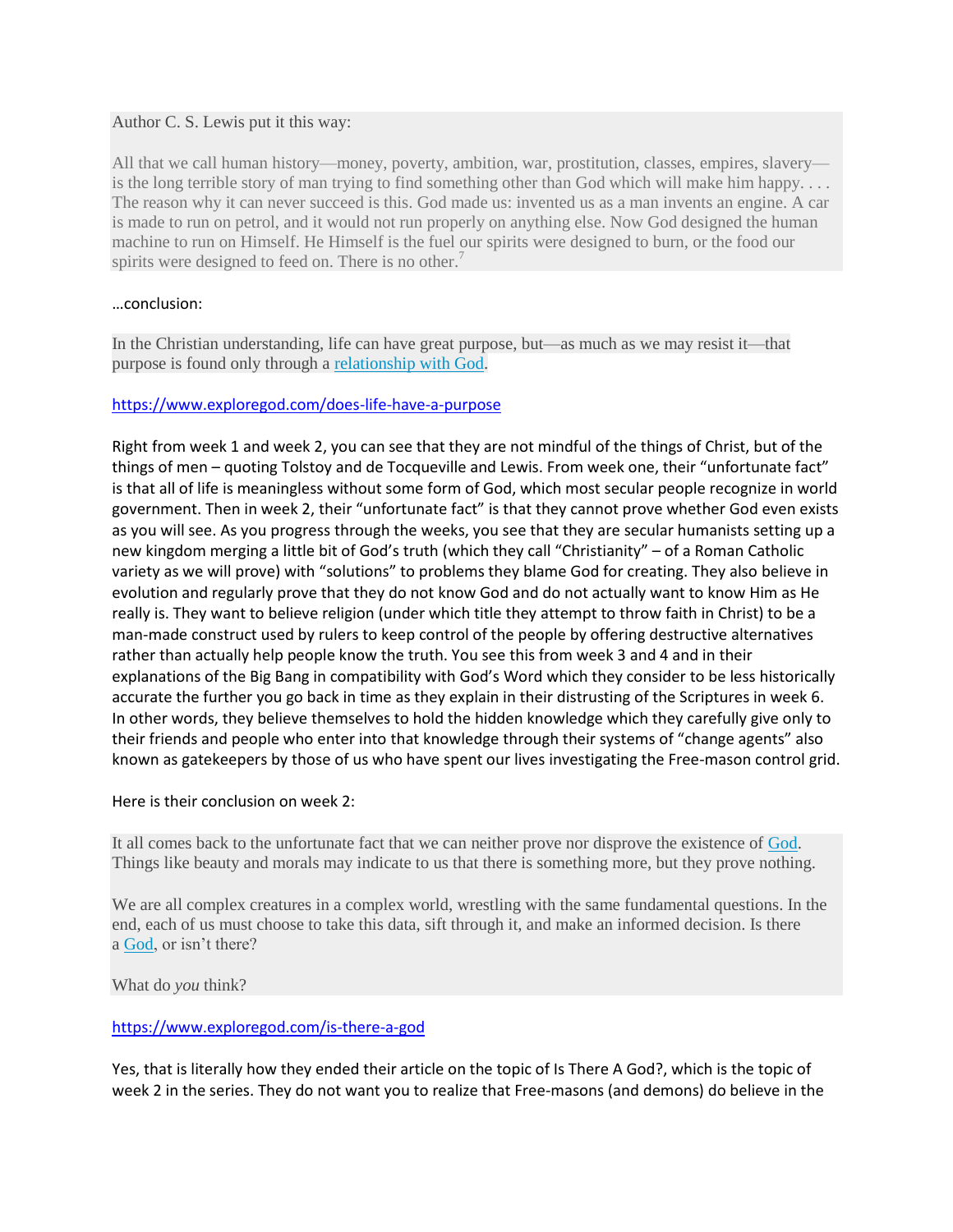> Author C. S. Lewis put it this way:
>
> All that we call human history—money, poverty, ambition, war, prostitution, classes, empires, slavery—is the long terrible story of man trying to find something other than God which will make him happy. . . . The reason why it can never succeed is this. God made us: invented us as a man invents an engine. A car is made to run on petrol, and it would not run properly on anything else. Now God designed the human machine to run on Himself. He Himself is the fuel our spirits were designed to burn, or the food our spirits were designed to feed on. There is no other.[7]

…conclusion:

> In the Christian understanding, life can have great purpose, but—as much as we may resist it—that purpose is found only through a relationship with God.

https://www.exploregod.com/does-life-have-a-purpose

Right from week 1 and week 2, you can see that they are not mindful of the things of Christ, but of the things of men – quoting Tolstoy and de Tocqueville and Lewis. From week one, their "unfortunate fact" is that all of life is meaningless without some form of God, which most secular people recognize in world government. Then in week 2, their "unfortunate fact" is that they cannot prove whether God even exists as you will see. As you progress through the weeks, you see that they are secular humanists setting up a new kingdom merging a little bit of God's truth (which they call "Christianity" – of a Roman Catholic variety as we will prove) with "solutions" to problems they blame God for creating. They also believe in evolution and regularly prove that they do not know God and do not actually want to know Him as He really is. They want to believe religion (under which title they attempt to throw faith in Christ) to be a man-made construct used by rulers to keep control of the people by offering destructive alternatives rather than actually help people know the truth. You see this from week 3 and 4 and in their explanations of the Big Bang in compatibility with God's Word which they consider to be less historically accurate the further you go back in time as they explain in their distrusting of the Scriptures in week 6. In other words, they believe themselves to hold the hidden knowledge which they carefully give only to their friends and people who enter into that knowledge through their systems of "change agents" also known as gatekeepers by those of us who have spent our lives investigating the Free-mason control grid.

Here is their conclusion on week 2:

> It all comes back to the unfortunate fact that we can neither prove nor disprove the existence of God. Things like beauty and morals may indicate to us that there is something more, but they prove nothing.
>
> We are all complex creatures in a complex world, wrestling with the same fundamental questions. In the end, each of us must choose to take this data, sift through it, and make an informed decision. Is there a God, or isn't there?
>
> What do *you* think?

https://www.exploregod.com/is-there-a-god

Yes, that is literally how they ended their article on the topic of Is There A God?, which is the topic of week 2 in the series. They do not want you to realize that Free-masons (and demons) do believe in the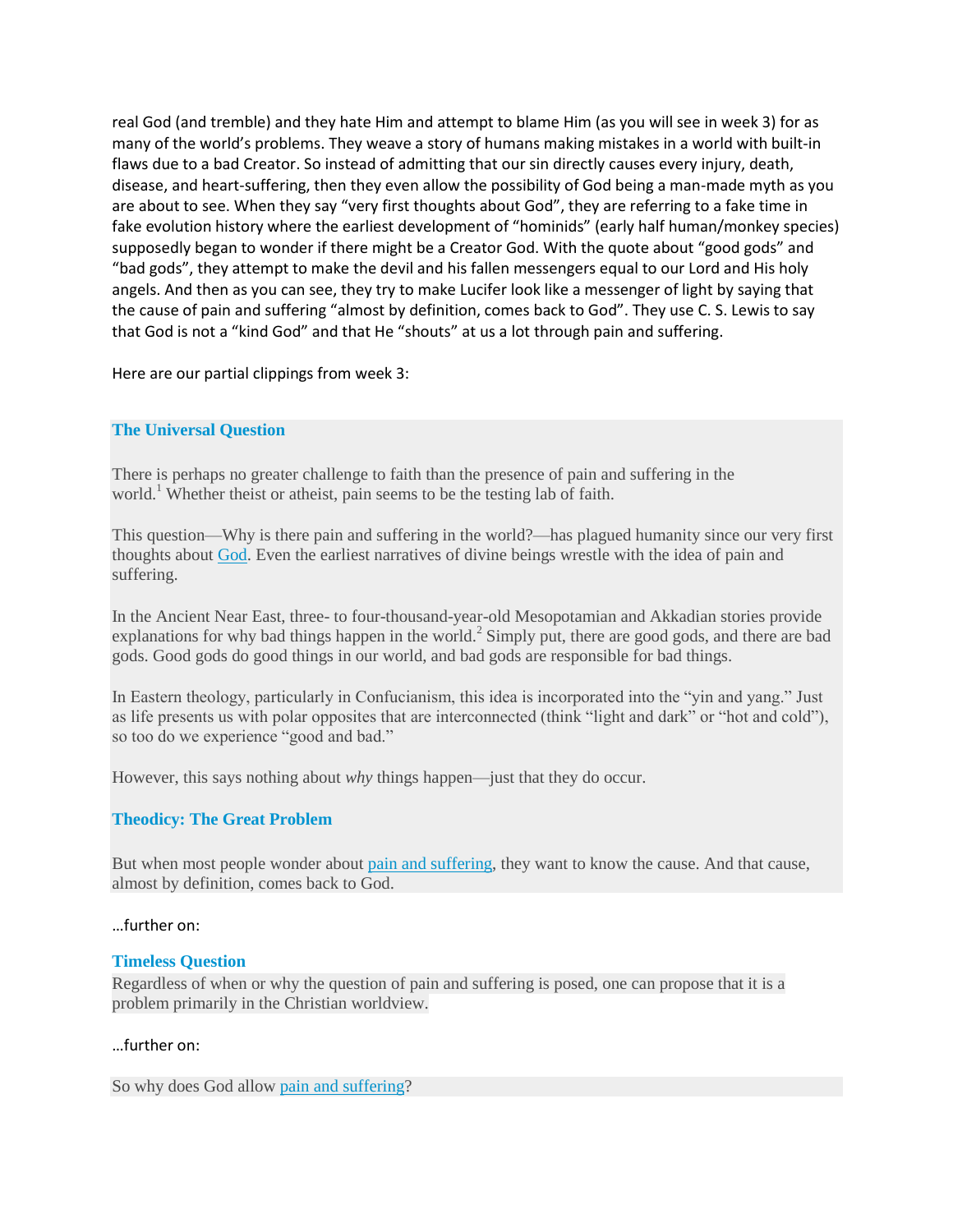real God (and tremble) and they hate Him and attempt to blame Him (as you will see in week 3) for as many of the world's problems. They weave a story of humans making mistakes in a world with built-in flaws due to a bad Creator. So instead of admitting that our sin directly causes every injury, death, disease, and heart-suffering, then they even allow the possibility of God being a man-made myth as you are about to see. When they say "very first thoughts about God", they are referring to a fake time in fake evolution history where the earliest development of "hominids" (early half human/monkey species) supposedly began to wonder if there might be a Creator God. With the quote about "good gods" and "bad gods", they attempt to make the devil and his fallen messengers equal to our Lord and His holy angels. And then as you can see, they try to make Lucifer look like a messenger of light by saying that the cause of pain and suffering "almost by definition, comes back to God". They use C. S. Lewis to say that God is not a "kind God" and that He "shouts" at us a lot through pain and suffering.

Here are our partial clippings from week 3:

### The Universal Question

There is perhaps no greater challenge to faith than the presence of pain and suffering in the world.[1] Whether theist or atheist, pain seems to be the testing lab of faith.

This question—Why is there pain and suffering in the world?—has plagued humanity since our very first thoughts about God. Even the earliest narratives of divine beings wrestle with the idea of pain and suffering.

In the Ancient Near East, three- to four-thousand-year-old Mesopotamian and Akkadian stories provide explanations for why bad things happen in the world.[2] Simply put, there are good gods, and there are bad gods. Good gods do good things in our world, and bad gods are responsible for bad things.

In Eastern theology, particularly in Confucianism, this idea is incorporated into the "yin and yang." Just as life presents us with polar opposites that are interconnected (think "light and dark" or "hot and cold"), so too do we experience "good and bad."

However, this says nothing about *why* things happen—just that they do occur.

### Theodicy: The Great Problem

But when most people wonder about pain and suffering, they want to know the cause. And that cause, almost by definition, comes back to God.

…further on:

### Timeless Question

Regardless of when or why the question of pain and suffering is posed, one can propose that it is a problem primarily in the Christian worldview.

…further on:

So why does God allow pain and suffering?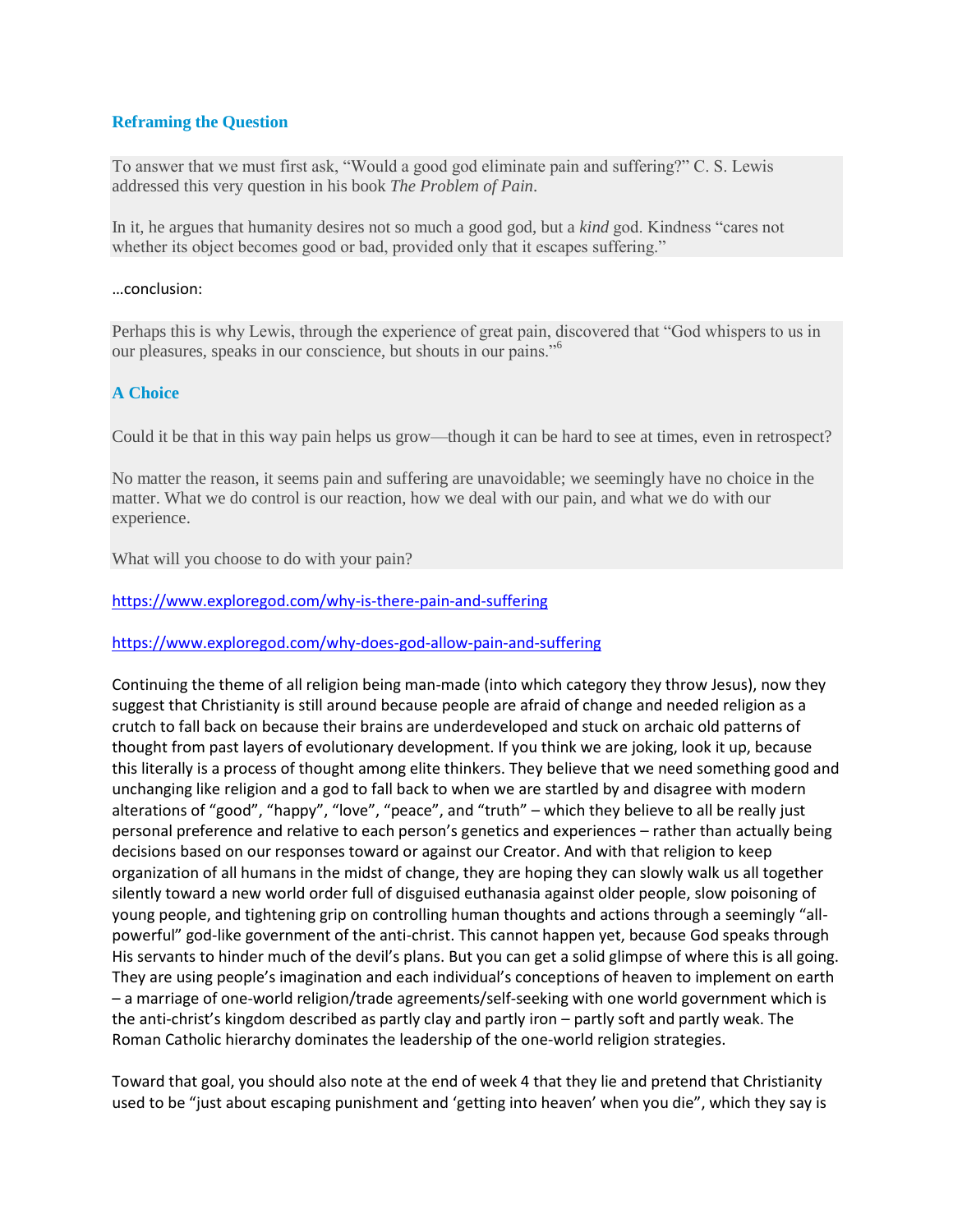### Reframing the Question

To answer that we must first ask, "Would a good god eliminate pain and suffering?" C. S. Lewis addressed this very question in his book *The Problem of Pain*.

In it, he argues that humanity desires not so much a good god, but a *kind* god. Kindness "cares not whether its object becomes good or bad, provided only that it escapes suffering."

…conclusion:

Perhaps this is why Lewis, through the experience of great pain, discovered that "God whispers to us in our pleasures, speaks in our conscience, but shouts in our pains."[6]

### A Choice

Could it be that in this way pain helps us grow—though it can be hard to see at times, even in retrospect?

No matter the reason, it seems pain and suffering are unavoidable; we seemingly have no choice in the matter. What we do control is our reaction, how we deal with our pain, and what we do with our experience.

What will you choose to do with your pain?

https://www.exploregod.com/why-is-there-pain-and-suffering

https://www.exploregod.com/why-does-god-allow-pain-and-suffering

Continuing the theme of all religion being man-made (into which category they throw Jesus), now they suggest that Christianity is still around because people are afraid of change and needed religion as a crutch to fall back on because their brains are underdeveloped and stuck on archaic old patterns of thought from past layers of evolutionary development. If you think we are joking, look it up, because this literally is a process of thought among elite thinkers. They believe that we need something good and unchanging like religion and a god to fall back to when we are startled by and disagree with modern alterations of "good", "happy", "love", "peace", and "truth" – which they believe to all be really just personal preference and relative to each person's genetics and experiences – rather than actually being decisions based on our responses toward or against our Creator. And with that religion to keep organization of all humans in the midst of change, they are hoping they can slowly walk us all together silently toward a new world order full of disguised euthanasia against older people, slow poisoning of young people, and tightening grip on controlling human thoughts and actions through a seemingly "all-powerful" god-like government of the anti-christ. This cannot happen yet, because God speaks through His servants to hinder much of the devil's plans. But you can get a solid glimpse of where this is all going. They are using people's imagination and each individual's conceptions of heaven to implement on earth – a marriage of one-world religion/trade agreements/self-seeking with one world government which is the anti-christ's kingdom described as partly clay and partly iron – partly soft and partly weak. The Roman Catholic hierarchy dominates the leadership of the one-world religion strategies.

Toward that goal, you should also note at the end of week 4 that they lie and pretend that Christianity used to be "just about escaping punishment and 'getting into heaven' when you die", which they say is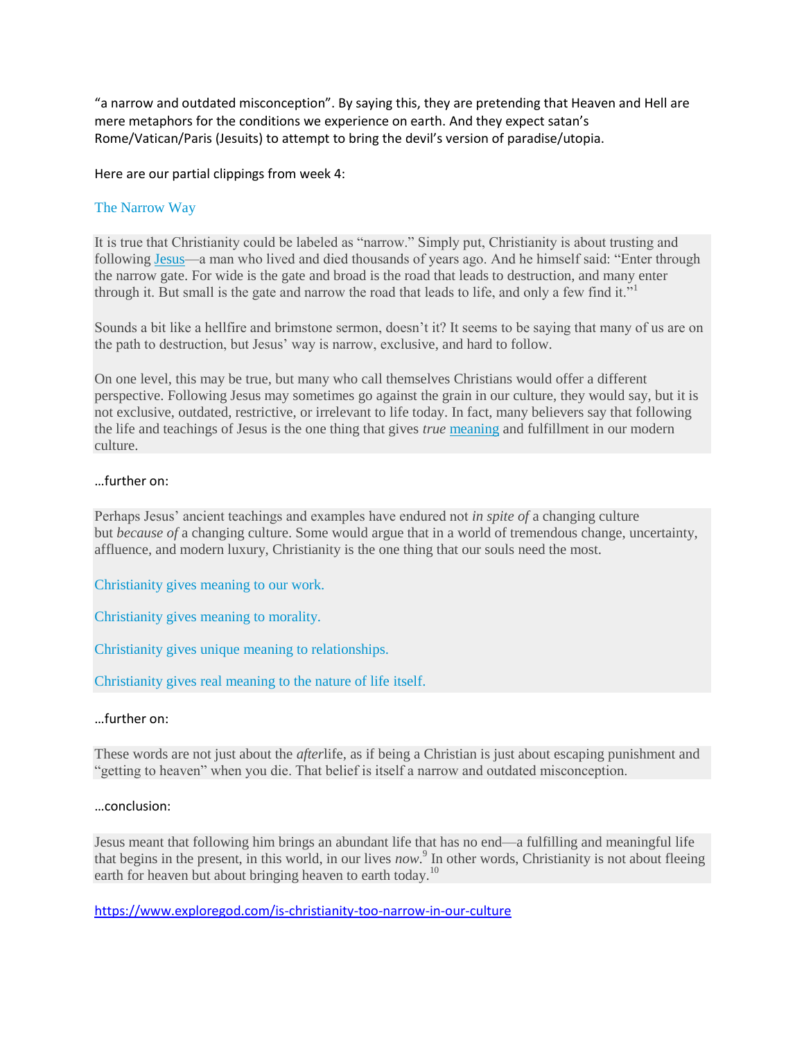"a narrow and outdated misconception". By saying this, they are pretending that Heaven and Hell are mere metaphors for the conditions we experience on earth. And they expect satan's Rome/Vatican/Paris (Jesuits) to attempt to bring the devil's version of paradise/utopia.

Here are our partial clippings from week 4:

### The Narrow Way

It is true that Christianity could be labeled as "narrow." Simply put, Christianity is about trusting and following Jesus—a man who lived and died thousands of years ago. And he himself said: "Enter through the narrow gate. For wide is the gate and broad is the road that leads to destruction, and many enter through it. But small is the gate and narrow the road that leads to life, and only a few find it."[1]

Sounds a bit like a hellfire and brimstone sermon, doesn't it? It seems to be saying that many of us are on the path to destruction, but Jesus' way is narrow, exclusive, and hard to follow.

On one level, this may be true, but many who call themselves Christians would offer a different perspective. Following Jesus may sometimes go against the grain in our culture, they would say, but it is not exclusive, outdated, restrictive, or irrelevant to life today. In fact, many believers say that following the life and teachings of Jesus is the one thing that gives *true* meaning and fulfillment in our modern culture.

…further on:

Perhaps Jesus' ancient teachings and examples have endured not *in spite of* a changing culture but *because of* a changing culture. Some would argue that in a world of tremendous change, uncertainty, affluence, and modern luxury, Christianity is the one thing that our souls need the most.

Christianity gives meaning to our work.

Christianity gives meaning to morality.

Christianity gives unique meaning to relationships.

Christianity gives real meaning to the nature of life itself.

…further on:

These words are not just about the *after*life, as if being a Christian is just about escaping punishment and "getting to heaven" when you die. That belief is itself a narrow and outdated misconception.

…conclusion:

Jesus meant that following him brings an abundant life that has no end—a fulfilling and meaningful life that begins in the present, in this world, in our lives *now*.[9] In other words, Christianity is not about fleeing earth for heaven but about bringing heaven to earth today.[10]

https://www.exploregod.com/is-christianity-too-narrow-in-our-culture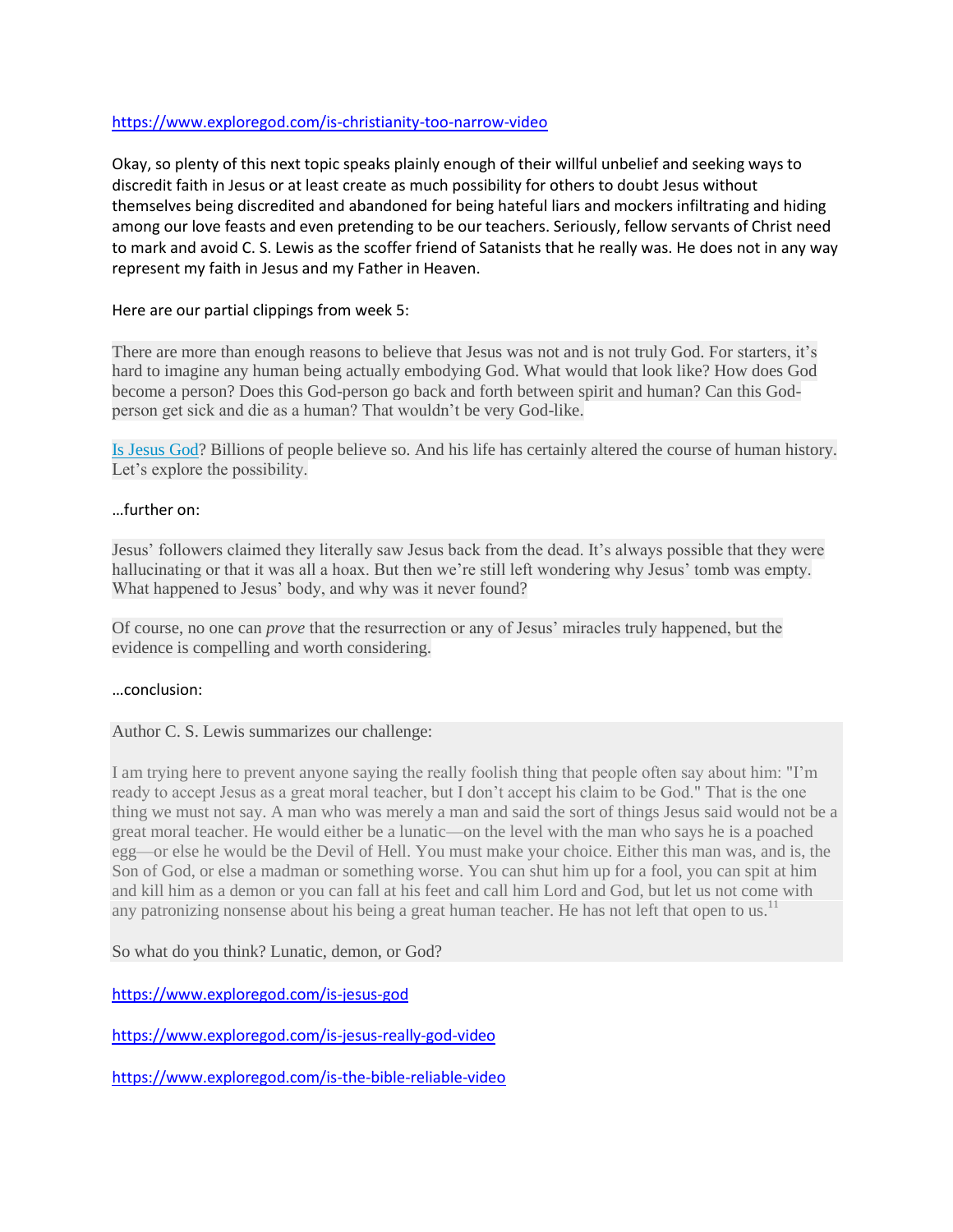https://www.exploregod.com/is-christianity-too-narrow-video

Okay, so plenty of this next topic speaks plainly enough of their willful unbelief and seeking ways to discredit faith in Jesus or at least create as much possibility for others to doubt Jesus without themselves being discredited and abandoned for being hateful liars and mockers infiltrating and hiding among our love feasts and even pretending to be our teachers. Seriously, fellow servants of Christ need to mark and avoid C. S. Lewis as the scoffer friend of Satanists that he really was. He does not in any way represent my faith in Jesus and my Father in Heaven.

Here are our partial clippings from week 5:

> There are more than enough reasons to believe that Jesus was not and is not truly God. For starters, it's hard to imagine any human being actually embodying God. What would that look like? How does God become a person? Does this God-person go back and forth between spirit and human? Can this God-person get sick and die as a human? That wouldn't be very God-like.
>
> Is Jesus God? Billions of people believe so. And his life has certainly altered the course of human history. Let's explore the possibility.

…further on:

> Jesus' followers claimed they literally saw Jesus back from the dead. It's always possible that they were hallucinating or that it was all a hoax. But then we're still left wondering why Jesus' tomb was empty. What happened to Jesus' body, and why was it never found?
>
> Of course, no one can *prove* that the resurrection or any of Jesus' miracles truly happened, but the evidence is compelling and worth considering.

…conclusion:

> Author C. S. Lewis summarizes our challenge:
>
> I am trying here to prevent anyone saying the really foolish thing that people often say about him: "I'm ready to accept Jesus as a great moral teacher, but I don't accept his claim to be God." That is the one thing we must not say. A man who was merely a man and said the sort of things Jesus said would not be a great moral teacher. He would either be a lunatic—on the level with the man who says he is a poached egg—or else he would be the Devil of Hell. You must make your choice. Either this man was, and is, the Son of God, or else a madman or something worse. You can shut him up for a fool, you can spit at him and kill him as a demon or you can fall at his feet and call him Lord and God, but let us not come with any patronizing nonsense about his being a great human teacher. He has not left that open to us.[11]
>
> So what do you think? Lunatic, demon, or God?

https://www.exploregod.com/is-jesus-god

https://www.exploregod.com/is-jesus-really-god-video

https://www.exploregod.com/is-the-bible-reliable-video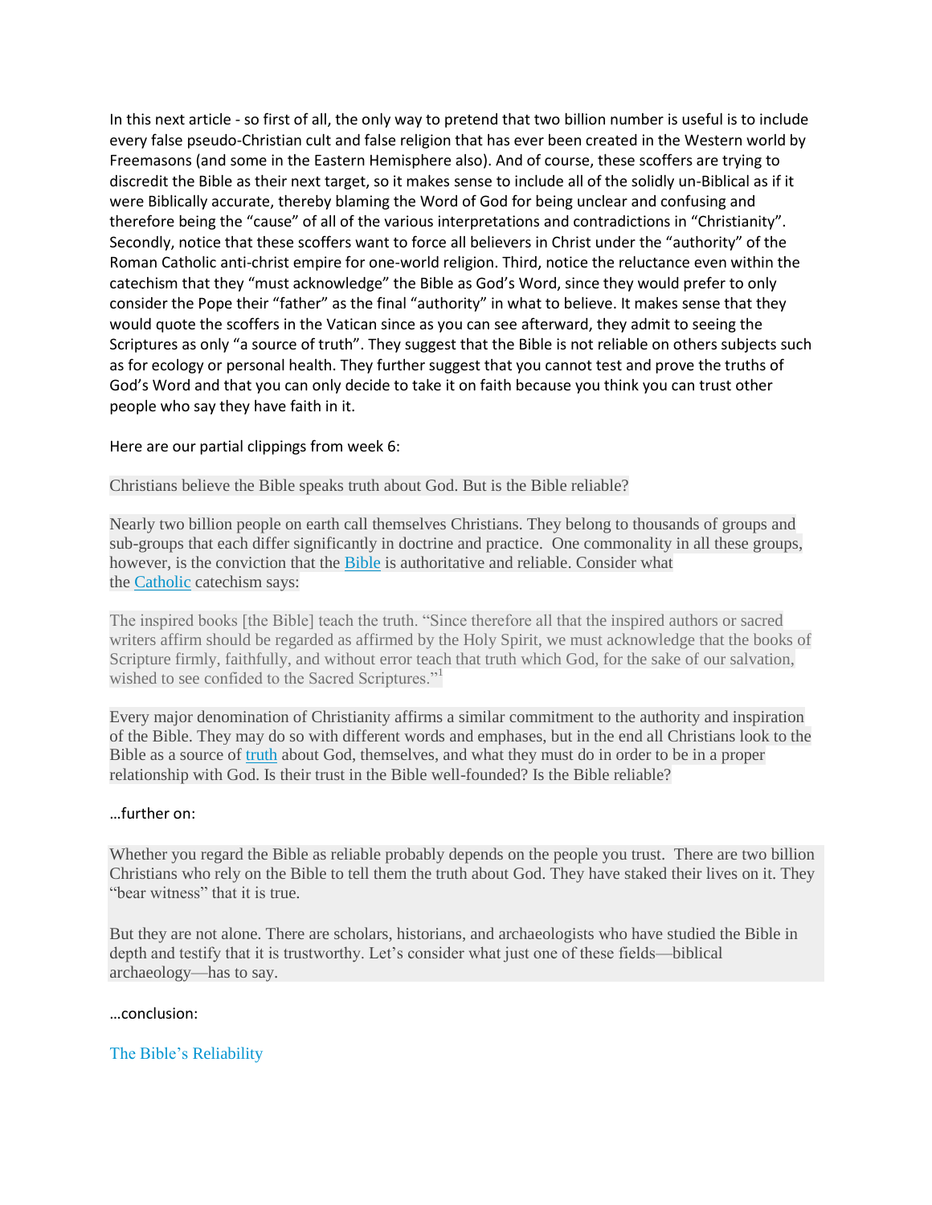In this next article - so first of all, the only way to pretend that two billion number is useful is to include every false pseudo-Christian cult and false religion that has ever been created in the Western world by Freemasons (and some in the Eastern Hemisphere also). And of course, these scoffers are trying to discredit the Bible as their next target, so it makes sense to include all of the solidly un-Biblical as if it were Biblically accurate, thereby blaming the Word of God for being unclear and confusing and therefore being the "cause" of all of the various interpretations and contradictions in "Christianity". Secondly, notice that these scoffers want to force all believers in Christ under the "authority" of the Roman Catholic anti-christ empire for one-world religion. Third, notice the reluctance even within the catechism that they "must acknowledge" the Bible as God's Word, since they would prefer to only consider the Pope their "father" as the final "authority" in what to believe. It makes sense that they would quote the scoffers in the Vatican since as you can see afterward, they admit to seeing the Scriptures as only "a source of truth". They suggest that the Bible is not reliable on others subjects such as for ecology or personal health. They further suggest that you cannot test and prove the truths of God's Word and that you can only decide to take it on faith because you think you can trust other people who say they have faith in it.

Here are our partial clippings from week 6:

Christians believe the Bible speaks truth about God. But is the Bible reliable?

Nearly two billion people on earth call themselves Christians. They belong to thousands of groups and sub-groups that each differ significantly in doctrine and practice. One commonality in all these groups, however, is the conviction that the Bible is authoritative and reliable. Consider what the Catholic catechism says:

The inspired books [the Bible] teach the truth. "Since therefore all that the inspired authors or sacred writers affirm should be regarded as affirmed by the Holy Spirit, we must acknowledge that the books of Scripture firmly, faithfully, and without error teach that truth which God, for the sake of our salvation, wished to see confided to the Sacred Scriptures."[1]

Every major denomination of Christianity affirms a similar commitment to the authority and inspiration of the Bible. They may do so with different words and emphases, but in the end all Christians look to the Bible as a source of truth about God, themselves, and what they must do in order to be in a proper relationship with God. Is their trust in the Bible well-founded? Is the Bible reliable?

…further on:

Whether you regard the Bible as reliable probably depends on the people you trust. There are two billion Christians who rely on the Bible to tell them the truth about God. They have staked their lives on it. They "bear witness" that it is true.

But they are not alone. There are scholars, historians, and archaeologists who have studied the Bible in depth and testify that it is trustworthy. Let's consider what just one of these fields—biblical archaeology—has to say.

…conclusion:

The Bible's Reliability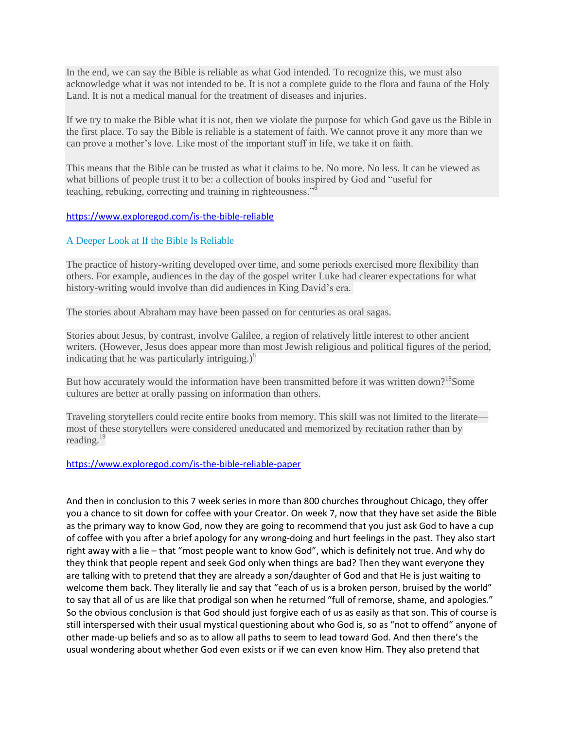In the end, we can say the Bible is reliable as what God intended. To recognize this, we must also acknowledge what it was not intended to be. It is not a complete guide to the flora and fauna of the Holy Land. It is not a medical manual for the treatment of diseases and injuries.

If we try to make the Bible what it is not, then we violate the purpose for which God gave us the Bible in the first place. To say the Bible is reliable is a statement of faith. We cannot prove it any more than we can prove a mother's love. Like most of the important stuff in life, we take it on faith.

This means that the Bible can be trusted as what it claims to be. No more. No less. It can be viewed as what billions of people trust it to be: a collection of books inspired by God and "useful for teaching, rebuking, correcting and training in righteousness."[6]

https://www.exploregod.com/is-the-bible-reliable

A Deeper Look at If the Bible Is Reliable

The practice of history-writing developed over time, and some periods exercised more flexibility than others. For example, audiences in the day of the gospel writer Luke had clearer expectations for what history-writing would involve than did audiences in King David's era.

The stories about Abraham may have been passed on for centuries as oral sagas.

Stories about Jesus, by contrast, involve Galilee, a region of relatively little interest to other ancient writers. (However, Jesus does appear more than most Jewish religious and political figures of the period, indicating that he was particularly intriguing.)[8]

But how accurately would the information have been transmitted before it was written down?[18] Some cultures are better at orally passing on information than others.

Traveling storytellers could recite entire books from memory. This skill was not limited to the literate—most of these storytellers were considered uneducated and memorized by recitation rather than by reading.[19]

https://www.exploregod.com/is-the-bible-reliable-paper

And then in conclusion to this 7 week series in more than 800 churches throughout Chicago, they offer you a chance to sit down for coffee with your Creator. On week 7, now that they have set aside the Bible as the primary way to know God, now they are going to recommend that you just ask God to have a cup of coffee with you after a brief apology for any wrong-doing and hurt feelings in the past. They also start right away with a lie – that "most people want to know God", which is definitely not true. And why do they think that people repent and seek God only when things are bad? Then they want everyone they are talking with to pretend that they are already a son/daughter of God and that He is just waiting to welcome them back. They literally lie and say that "each of us is a broken person, bruised by the world" to say that all of us are like that prodigal son when he returned "full of remorse, shame, and apologies." So the obvious conclusion is that God should just forgive each of us as easily as that son. This of course is still interspersed with their usual mystical questioning about who God is, so as "not to offend" anyone of other made-up beliefs and so as to allow all paths to seem to lead toward God. And then there's the usual wondering about whether God even exists or if we can even know Him. They also pretend that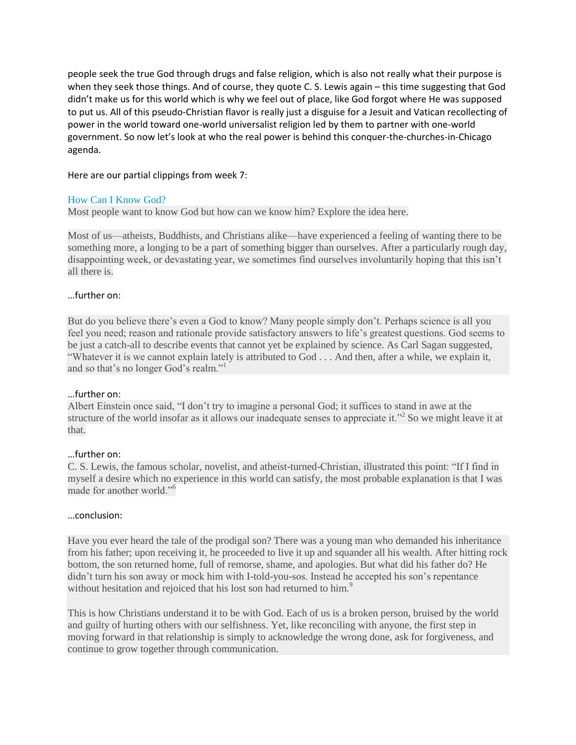people seek the true God through drugs and false religion, which is also not really what their purpose is when they seek those things. And of course, they quote C. S. Lewis again – this time suggesting that God didn't make us for this world which is why we feel out of place, like God forgot where He was supposed to put us. All of this pseudo-Christian flavor is really just a disguise for a Jesuit and Vatican recollecting of power in the world toward one-world universalist religion led by them to partner with one-world government. So now let's look at who the real power is behind this conquer-the-churches-in-Chicago agenda.

Here are our partial clippings from week 7:

How Can I Know God?

Most people want to know God but how can we know him? Explore the idea here.

Most of us—atheists, Buddhists, and Christians alike—have experienced a feeling of wanting there to be something more, a longing to be a part of something bigger than ourselves. After a particularly rough day, disappointing week, or devastating year, we sometimes find ourselves involuntarily hoping that this isn't all there is.

…further on:

But do you believe there's even a God to know? Many people simply don't. Perhaps science is all you feel you need; reason and rationale provide satisfactory answers to life's greatest questions. God seems to be just a catch-all to describe events that cannot yet be explained by science. As Carl Sagan suggested, "Whatever it is we cannot explain lately is attributed to God . . . And then, after a while, we explain it, and so that's no longer God's realm."[1]

…further on:

Albert Einstein once said, "I don't try to imagine a personal God; it suffices to stand in awe at the structure of the world insofar as it allows our inadequate senses to appreciate it."[2] So we might leave it at that.

…further on:

C. S. Lewis, the famous scholar, novelist, and atheist-turned-Christian, illustrated this point: "If I find in myself a desire which no experience in this world can satisfy, the most probable explanation is that I was made for another world."[6]

…conclusion:

Have you ever heard the tale of the prodigal son? There was a young man who demanded his inheritance from his father; upon receiving it, he proceeded to live it up and squander all his wealth. After hitting rock bottom, the son returned home, full of remorse, shame, and apologies. But what did his father do? He didn't turn his son away or mock him with I-told-you-sos. Instead he accepted his son's repentance without hesitation and rejoiced that his lost son had returned to him.[9]

This is how Christians understand it to be with God. Each of us is a broken person, bruised by the world and guilty of hurting others with our selfishness. Yet, like reconciling with anyone, the first step in moving forward in that relationship is simply to acknowledge the wrong done, ask for forgiveness, and continue to grow together through communication.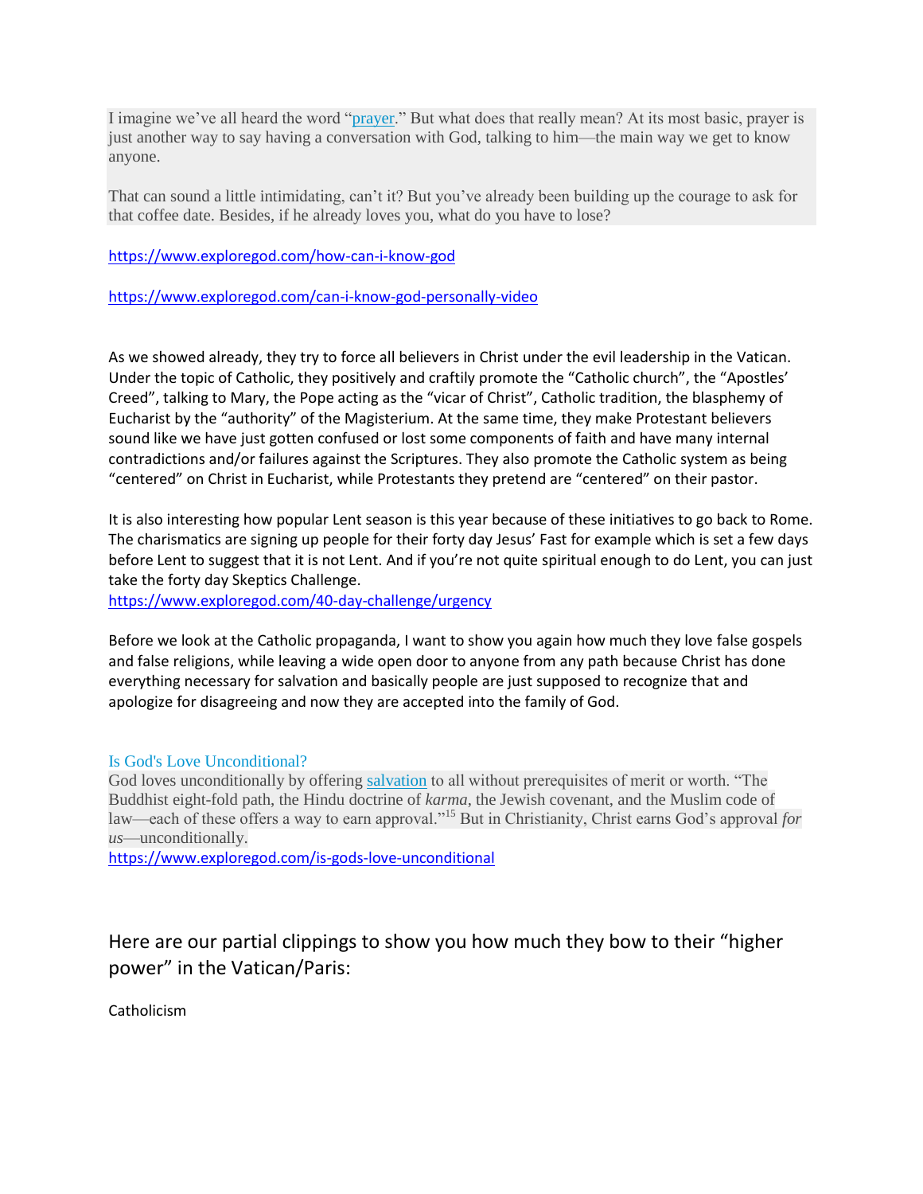I imagine we've all heard the word "[prayer](#)." But what does that really mean? At its most basic, prayer is just another way to say having a conversation with God, talking to him—the main way we get to know anyone.

That can sound a little intimidating, can't it? But you've already been building up the courage to ask for that coffee date. Besides, if he already loves you, what do you have to lose?

https://www.exploregod.com/how-can-i-know-god

https://www.exploregod.com/can-i-know-god-personally-video

As we showed already, they try to force all believers in Christ under the evil leadership in the Vatican. Under the topic of Catholic, they positively and craftily promote the "Catholic church", the "Apostles' Creed", talking to Mary, the Pope acting as the "vicar of Christ", Catholic tradition, the blasphemy of Eucharist by the "authority" of the Magisterium. At the same time, they make Protestant believers sound like we have just gotten confused or lost some components of faith and have many internal contradictions and/or failures against the Scriptures. They also promote the Catholic system as being "centered" on Christ in Eucharist, while Protestants they pretend are "centered" on their pastor.

It is also interesting how popular Lent season is this year because of these initiatives to go back to Rome. The charismatics are signing up people for their forty day Jesus' Fast for example which is set a few days before Lent to suggest that it is not Lent. And if you're not quite spiritual enough to do Lent, you can just take the forty day Skeptics Challenge.
https://www.exploregod.com/40-day-challenge/urgency

Before we look at the Catholic propaganda, I want to show you again how much they love false gospels and false religions, while leaving a wide open door to anyone from any path because Christ has done everything necessary for salvation and basically people are just supposed to recognize that and apologize for disagreeing and now they are accepted into the family of God.

Is God's Love Unconditional?
God loves unconditionally by offering [salvation](#) to all without prerequisites of merit or worth. "The Buddhist eight-fold path, the Hindu doctrine of *karma*, the Jewish covenant, and the Muslim code of law—each of these offers a way to earn approval."[15] But in Christianity, Christ earns God's approval *for us*—unconditionally.
https://www.exploregod.com/is-gods-love-unconditional

## Here are our partial clippings to show you how much they bow to their "higher power" in the Vatican/Paris:

Catholicism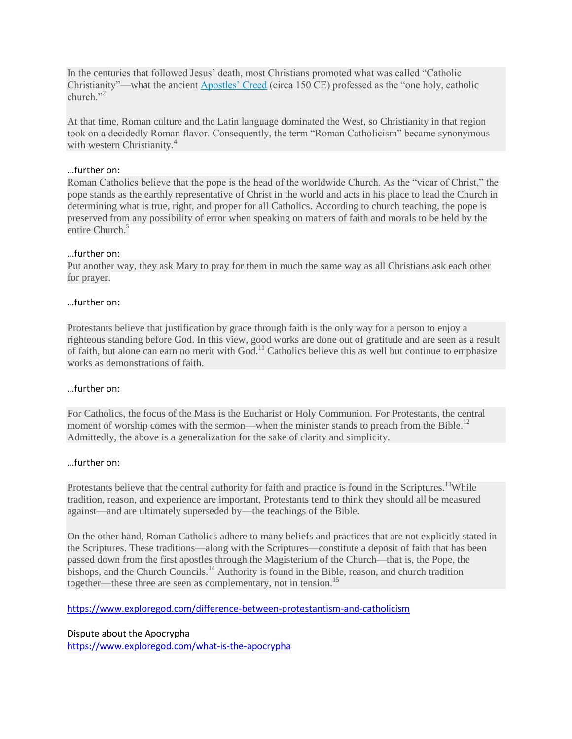In the centuries that followed Jesus' death, most Christians promoted what was called "Catholic Christianity"—what the ancient [Apostles' Creed](https://www.exploregod.com/difference-between-protestantism-and-catholicism) (circa 150 CE) professed as the "one holy, catholic church."[2]

At that time, Roman culture and the Latin language dominated the West, so Christianity in that region took on a decidedly Roman flavor. Consequently, the term "Roman Catholicism" became synonymous with western Christianity.[4]

…further on:

Roman Catholics believe that the pope is the head of the worldwide Church. As the "vicar of Christ," the pope stands as the earthly representative of Christ in the world and acts in his place to lead the Church in determining what is true, right, and proper for all Catholics. According to church teaching, the pope is preserved from any possibility of error when speaking on matters of faith and morals to be held by the entire Church.[5]

…further on:

Put another way, they ask Mary to pray for them in much the same way as all Christians ask each other for prayer.

…further on:

Protestants believe that justification by grace through faith is the only way for a person to enjoy a righteous standing before God. In this view, good works are done out of gratitude and are seen as a result of faith, but alone can earn no merit with God.[11] Catholics believe this as well but continue to emphasize works as demonstrations of faith.

…further on:

For Catholics, the focus of the Mass is the Eucharist or Holy Communion. For Protestants, the central moment of worship comes with the sermon—when the minister stands to preach from the Bible.[12] Admittedly, the above is a generalization for the sake of clarity and simplicity.

…further on:

Protestants believe that the central authority for faith and practice is found in the Scriptures.[13] While tradition, reason, and experience are important, Protestants tend to think they should all be measured against—and are ultimately superseded by—the teachings of the Bible.

On the other hand, Roman Catholics adhere to many beliefs and practices that are not explicitly stated in the Scriptures. These traditions—along with the Scriptures—constitute a deposit of faith that has been passed down from the first apostles through the Magisterium of the Church—that is, the Pope, the bishops, and the Church Councils.[14] Authority is found in the Bible, reason, and church tradition together—these three are seen as complementary, not in tension.[15]

https://www.exploregod.com/difference-between-protestantism-and-catholicism

Dispute about the Apocrypha

https://www.exploregod.com/what-is-the-apocrypha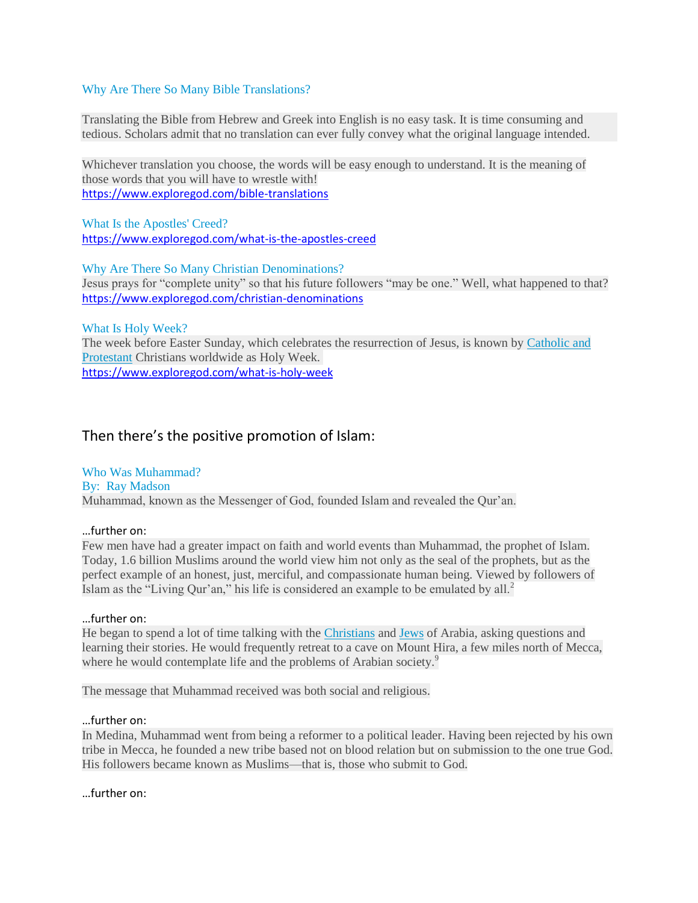Why Are There So Many Bible Translations?

Translating the Bible from Hebrew and Greek into English is no easy task. It is time consuming and tedious. Scholars admit that no translation can ever fully convey what the original language intended.

Whichever translation you choose, the words will be easy enough to understand. It is the meaning of those words that you will have to wrestle with!
https://www.exploregod.com/bible-translations

What Is the Apostles' Creed?
https://www.exploregod.com/what-is-the-apostles-creed

Why Are There So Many Christian Denominations?
Jesus prays for "complete unity" so that his future followers "may be one." Well, what happened to that?
https://www.exploregod.com/christian-denominations

What Is Holy Week?
The week before Easter Sunday, which celebrates the resurrection of Jesus, is known by Catholic and Protestant Christians worldwide as Holy Week.
https://www.exploregod.com/what-is-holy-week

## Then there's the positive promotion of Islam:

Who Was Muhammad?
By: Ray Madson
Muhammad, known as the Messenger of God, founded Islam and revealed the Qur'an.

…further on:
Few men have had a greater impact on faith and world events than Muhammad, the prophet of Islam. Today, 1.6 billion Muslims around the world view him not only as the seal of the prophets, but as the perfect example of an honest, just, merciful, and compassionate human being. Viewed by followers of Islam as the "Living Qur'an," his life is considered an example to be emulated by all.[2]

…further on:
He began to spend a lot of time talking with the Christians and Jews of Arabia, asking questions and learning their stories. He would frequently retreat to a cave on Mount Hira, a few miles north of Mecca, where he would contemplate life and the problems of Arabian society.[9]

The message that Muhammad received was both social and religious.

…further on:
In Medina, Muhammad went from being a reformer to a political leader. Having been rejected by his own tribe in Mecca, he founded a new tribe based not on blood relation but on submission to the one true God. His followers became known as Muslims—that is, those who submit to God.

…further on: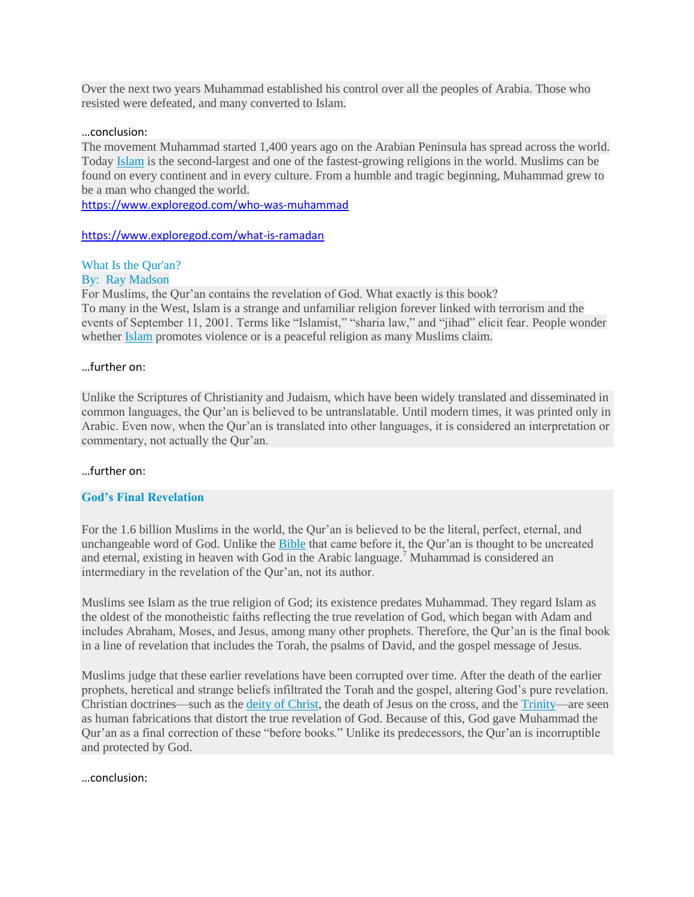Over the next two years Muhammad established his control over all the peoples of Arabia. Those who resisted were defeated, and many converted to Islam.

…conclusion:

The movement Muhammad started 1,400 years ago on the Arabian Peninsula has spread across the world. Today Islam is the second-largest and one of the fastest-growing religions in the world. Muslims can be found on every continent and in every culture. From a humble and tragic beginning, Muhammad grew to be a man who changed the world.

https://www.exploregod.com/who-was-muhammad

https://www.exploregod.com/what-is-ramadan

What Is the Qur'an?

By: Ray Madson

For Muslims, the Qur'an contains the revelation of God. What exactly is this book?

To many in the West, Islam is a strange and unfamiliar religion forever linked with terrorism and the events of September 11, 2001. Terms like "Islamist," "sharia law," and "jihad" elicit fear. People wonder whether Islam promotes violence or is a peaceful religion as many Muslims claim.

…further on:

Unlike the Scriptures of Christianity and Judaism, which have been widely translated and disseminated in common languages, the Qur'an is believed to be untranslatable. Until modern times, it was printed only in Arabic. Even now, when the Qur'an is translated into other languages, it is considered an interpretation or commentary, not actually the Qur'an.

…further on:

**God's Final Revelation**

For the 1.6 billion Muslims in the world, the Qur'an is believed to be the literal, perfect, eternal, and unchangeable word of God. Unlike the Bible that came before it, the Qur'an is thought to be uncreated and eternal, existing in heaven with God in the Arabic language.[7] Muhammad is considered an intermediary in the revelation of the Qur'an, not its author.

Muslims see Islam as the true religion of God; its existence predates Muhammad. They regard Islam as the oldest of the monotheistic faiths reflecting the true revelation of God, which began with Adam and includes Abraham, Moses, and Jesus, among many other prophets. Therefore, the Qur'an is the final book in a line of revelation that includes the Torah, the psalms of David, and the gospel message of Jesus.

Muslims judge that these earlier revelations have been corrupted over time. After the death of the earlier prophets, heretical and strange beliefs infiltrated the Torah and the gospel, altering God's pure revelation. Christian doctrines—such as the deity of Christ, the death of Jesus on the cross, and the Trinity—are seen as human fabrications that distort the true revelation of God. Because of this, God gave Muhammad the Qur'an as a final correction of these "before books." Unlike its predecessors, the Qur'an is incorruptible and protected by God.

…conclusion: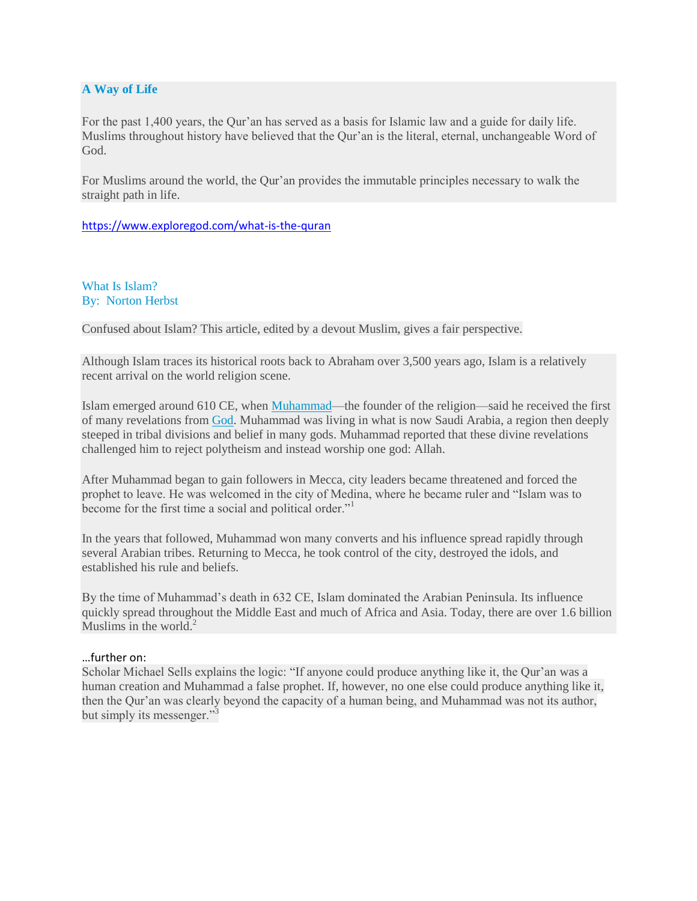### A Way of Life

For the past 1,400 years, the Qur'an has served as a basis for Islamic law and a guide for daily life. Muslims throughout history have believed that the Qur'an is the literal, eternal, unchangeable Word of God.

For Muslims around the world, the Qur'an provides the immutable principles necessary to walk the straight path in life.

https://www.exploregod.com/what-is-the-quran

### What Is Islam?
By: Norton Herbst

Confused about Islam? This article, edited by a devout Muslim, gives a fair perspective.

Although Islam traces its historical roots back to Abraham over 3,500 years ago, Islam is a relatively recent arrival on the world religion scene.

Islam emerged around 610 CE, when Muhammad—the founder of the religion—said he received the first of many revelations from God. Muhammad was living in what is now Saudi Arabia, a region then deeply steeped in tribal divisions and belief in many gods. Muhammad reported that these divine revelations challenged him to reject polytheism and instead worship one god: Allah.

After Muhammad began to gain followers in Mecca, city leaders became threatened and forced the prophet to leave. He was welcomed in the city of Medina, where he became ruler and "Islam was to become for the first time a social and political order."[1]

In the years that followed, Muhammad won many converts and his influence spread rapidly through several Arabian tribes. Returning to Mecca, he took control of the city, destroyed the idols, and established his rule and beliefs.

By the time of Muhammad's death in 632 CE, Islam dominated the Arabian Peninsula. Its influence quickly spread throughout the Middle East and much of Africa and Asia. Today, there are over 1.6 billion Muslims in the world.[2]

…further on:

Scholar Michael Sells explains the logic: "If anyone could produce anything like it, the Qur'an was a human creation and Muhammad a false prophet. If, however, no one else could produce anything like it, then the Qur'an was clearly beyond the capacity of a human being, and Muhammad was not its author, but simply its messenger."[3]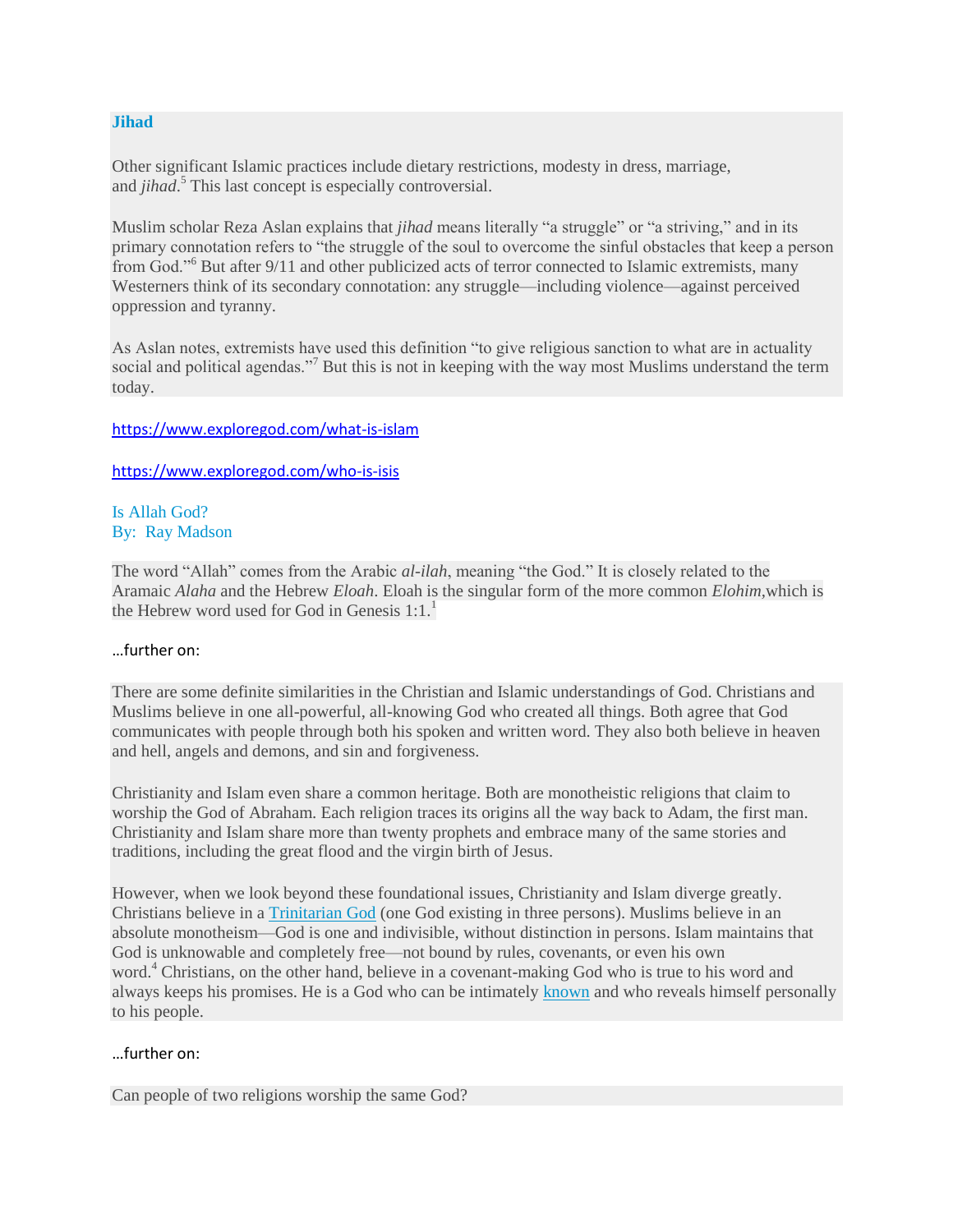### Jihad

Other significant Islamic practices include dietary restrictions, modesty in dress, marriage, and *jihad*.[5] This last concept is especially controversial.

Muslim scholar Reza Aslan explains that *jihad* means literally "a struggle" or "a striving," and in its primary connotation refers to "the struggle of the soul to overcome the sinful obstacles that keep a person from God."[6] But after 9/11 and other publicized acts of terror connected to Islamic extremists, many Westerners think of its secondary connotation: any struggle—including violence—against perceived oppression and tyranny.

As Aslan notes, extremists have used this definition "to give religious sanction to what are in actuality social and political agendas."[7] But this is not in keeping with the way most Muslims understand the term today.

https://www.exploregod.com/what-is-islam

https://www.exploregod.com/who-is-isis

Is Allah God?
By: Ray Madson

The word "Allah" comes from the Arabic *al-ilah*, meaning "the God." It is closely related to the Aramaic *Alaha* and the Hebrew *Eloah*. Eloah is the singular form of the more common *Elohim,*which is the Hebrew word used for God in Genesis 1:1.[1]

…further on:

There are some definite similarities in the Christian and Islamic understandings of God. Christians and Muslims believe in one all-powerful, all-knowing God who created all things. Both agree that God communicates with people through both his spoken and written word. They also both believe in heaven and hell, angels and demons, and sin and forgiveness.

Christianity and Islam even share a common heritage. Both are monotheistic religions that claim to worship the God of Abraham. Each religion traces its origins all the way back to Adam, the first man. Christianity and Islam share more than twenty prophets and embrace many of the same stories and traditions, including the great flood and the virgin birth of Jesus.

However, when we look beyond these foundational issues, Christianity and Islam diverge greatly. Christians believe in a Trinitarian God (one God existing in three persons). Muslims believe in an absolute monotheism—God is one and indivisible, without distinction in persons. Islam maintains that God is unknowable and completely free—not bound by rules, covenants, or even his own word.[4] Christians, on the other hand, believe in a covenant-making God who is true to his word and always keeps his promises. He is a God who can be intimately known and who reveals himself personally to his people.

…further on:

Can people of two religions worship the same God?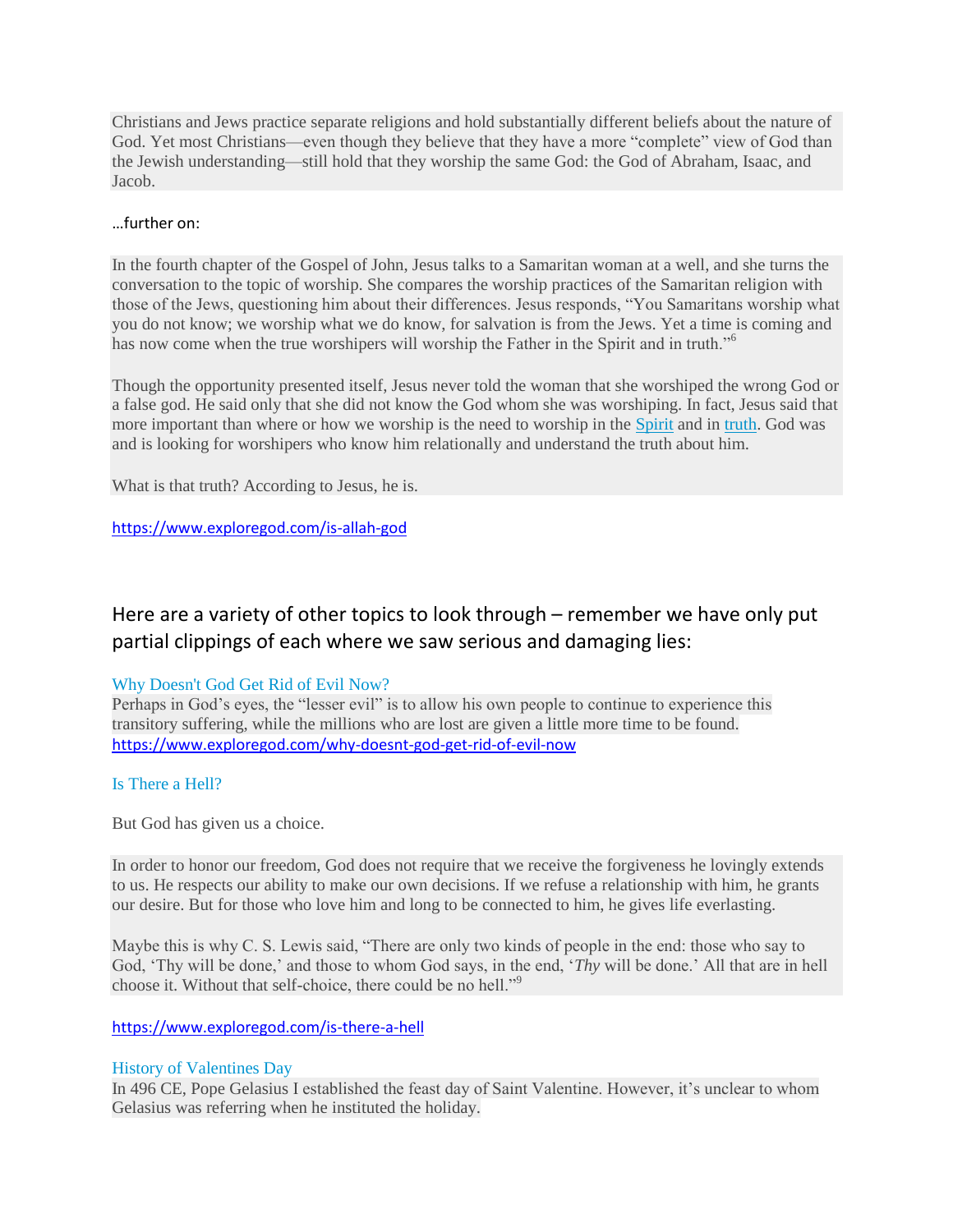Christians and Jews practice separate religions and hold substantially different beliefs about the nature of God. Yet most Christians—even though they believe that they have a more "complete" view of God than the Jewish understanding—still hold that they worship the same God: the God of Abraham, Isaac, and Jacob.

…further on:

In the fourth chapter of the Gospel of John, Jesus talks to a Samaritan woman at a well, and she turns the conversation to the topic of worship. She compares the worship practices of the Samaritan religion with those of the Jews, questioning him about their differences. Jesus responds, "You Samaritans worship what you do not know; we worship what we do know, for salvation is from the Jews. Yet a time is coming and has now come when the true worshipers will worship the Father in the Spirit and in truth."[6]

Though the opportunity presented itself, Jesus never told the woman that she worshiped the wrong God or a false god. He said only that she did not know the God whom she was worshiping. In fact, Jesus said that more important than where or how we worship is the need to worship in the Spirit and in truth. God was and is looking for worshipers who know him relationally and understand the truth about him.

What is that truth? According to Jesus, he is.

https://www.exploregod.com/is-allah-god

## Here are a variety of other topics to look through – remember we have only put partial clippings of each where we saw serious and damaging lies:

### Why Doesn't God Get Rid of Evil Now?

Perhaps in God's eyes, the "lesser evil" is to allow his own people to continue to experience this transitory suffering, while the millions who are lost are given a little more time to be found.

https://www.exploregod.com/why-doesnt-god-get-rid-of-evil-now

### Is There a Hell?

But God has given us a choice.

In order to honor our freedom, God does not require that we receive the forgiveness he lovingly extends to us. He respects our ability to make our own decisions. If we refuse a relationship with him, he grants our desire. But for those who love him and long to be connected to him, he gives life everlasting.

Maybe this is why C. S. Lewis said, "There are only two kinds of people in the end: those who say to God, 'Thy will be done,' and those to whom God says, in the end, '*Thy* will be done.' All that are in hell choose it. Without that self-choice, there could be no hell."[9]

https://www.exploregod.com/is-there-a-hell

### History of Valentines Day

In 496 CE, Pope Gelasius I established the feast day of Saint Valentine. However, it's unclear to whom Gelasius was referring when he instituted the holiday.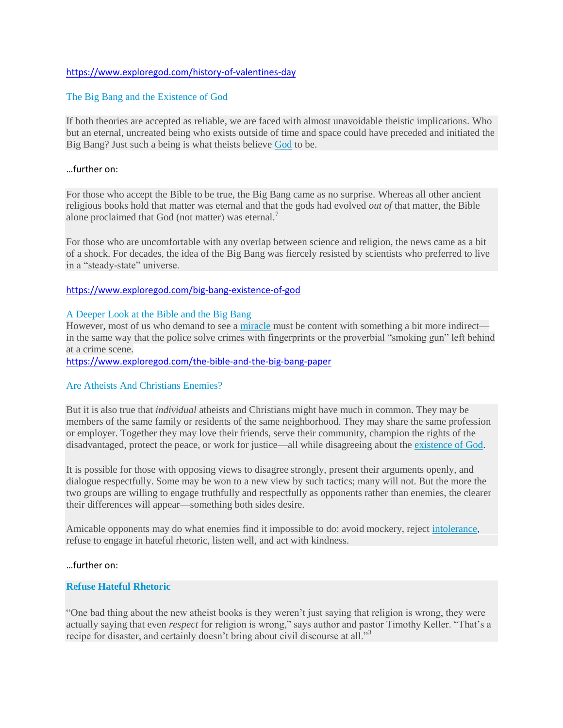https://www.exploregod.com/history-of-valentines-day

## The Big Bang and the Existence of God

If both theories are accepted as reliable, we are faced with almost unavoidable theistic implications. Who but an eternal, uncreated being who exists outside of time and space could have preceded and initiated the Big Bang? Just such a being is what theists believe God to be.

…further on:

For those who accept the Bible to be true, the Big Bang came as no surprise. Whereas all other ancient religious books hold that matter was eternal and that the gods had evolved *out of* that matter, the Bible alone proclaimed that God (not matter) was eternal.[7]

For those who are uncomfortable with any overlap between science and religion, the news came as a bit of a shock. For decades, the idea of the Big Bang was fiercely resisted by scientists who preferred to live in a "steady-state" universe.

https://www.exploregod.com/big-bang-existence-of-god

## A Deeper Look at the Bible and the Big Bang

However, most of us who demand to see a miracle must be content with something a bit more indirect—in the same way that the police solve crimes with fingerprints or the proverbial "smoking gun" left behind at a crime scene.

https://www.exploregod.com/the-bible-and-the-big-bang-paper

## Are Atheists And Christians Enemies?

But it is also true that *individual* atheists and Christians might have much in common. They may be members of the same family or residents of the same neighborhood. They may share the same profession or employer. Together they may love their friends, serve their community, champion the rights of the disadvantaged, protect the peace, or work for justice—all while disagreeing about the existence of God.

It is possible for those with opposing views to disagree strongly, present their arguments openly, and dialogue respectfully. Some may be won to a new view by such tactics; many will not. But the more the two groups are willing to engage truthfully and respectfully as opponents rather than enemies, the clearer their differences will appear—something both sides desire.

Amicable opponents may do what enemies find it impossible to do: avoid mockery, reject intolerance, refuse to engage in hateful rhetoric, listen well, and act with kindness.

…further on:

### Refuse Hateful Rhetoric

"One bad thing about the new atheist books is they weren't just saying that religion is wrong, they were actually saying that even *respect* for religion is wrong," says author and pastor Timothy Keller. "That's a recipe for disaster, and certainly doesn't bring about civil discourse at all."[3]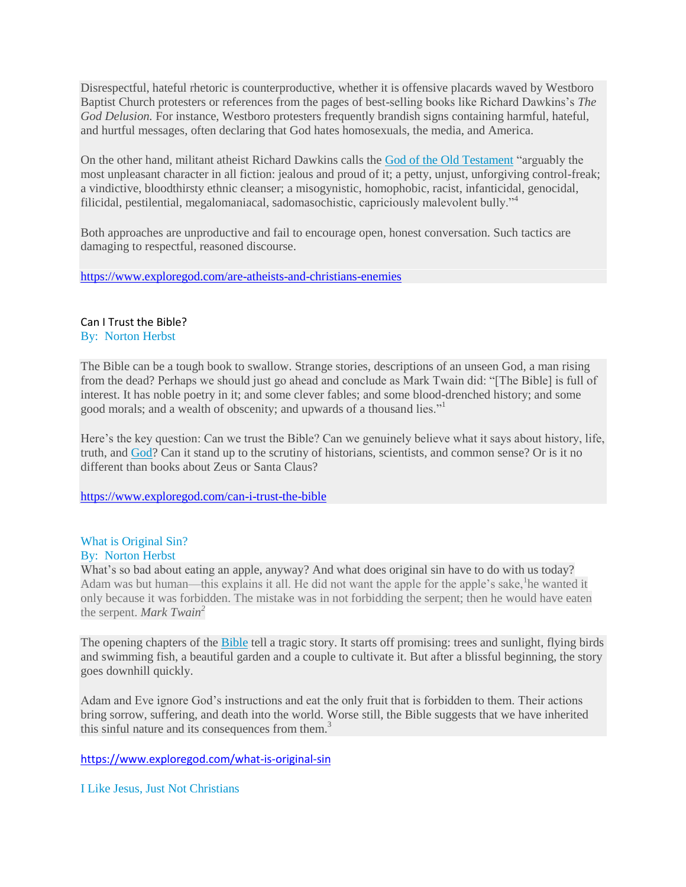Disrespectful, hateful rhetoric is counterproductive, whether it is offensive placards waved by Westboro Baptist Church protesters or references from the pages of best-selling books like Richard Dawkins's *The God Delusion.* For instance, Westboro protesters frequently brandish signs containing harmful, hateful, and hurtful messages, often declaring that God hates homosexuals, the media, and America.

On the other hand, militant atheist Richard Dawkins calls the God of the Old Testament "arguably the most unpleasant character in all fiction: jealous and proud of it; a petty, unjust, unforgiving control-freak; a vindictive, bloodthirsty ethnic cleanser; a misogynistic, homophobic, racist, infanticidal, genocidal, filicidal, pestilential, megalomaniacal, sadomasochistic, capriciously malevolent bully."[4]

Both approaches are unproductive and fail to encourage open, honest conversation. Such tactics are damaging to respectful, reasoned discourse.

https://www.exploregod.com/are-atheists-and-christians-enemies

## Can I Trust the Bible?

By: Norton Herbst

The Bible can be a tough book to swallow. Strange stories, descriptions of an unseen God, a man rising from the dead? Perhaps we should just go ahead and conclude as Mark Twain did: "[The Bible] is full of interest. It has noble poetry in it; and some clever fables; and some blood-drenched history; and some good morals; and a wealth of obscenity; and upwards of a thousand lies."[1]

Here's the key question: Can we trust the Bible? Can we genuinely believe what it says about history, life, truth, and God? Can it stand up to the scrutiny of historians, scientists, and common sense? Or is it no different than books about Zeus or Santa Claus?

https://www.exploregod.com/can-i-trust-the-bible

## What is Original Sin?

By: Norton Herbst

What's so bad about eating an apple, anyway? And what does original sin have to do with us today?

Adam was but human—this explains it all. He did not want the apple for the apple's sake,[1]he wanted it only because it was forbidden. The mistake was in not forbidding the serpent; then he would have eaten the serpent. *Mark Twain*[2]

The opening chapters of the Bible tell a tragic story. It starts off promising: trees and sunlight, flying birds and swimming fish, a beautiful garden and a couple to cultivate it. But after a blissful beginning, the story goes downhill quickly.

Adam and Eve ignore God's instructions and eat the only fruit that is forbidden to them. Their actions bring sorrow, suffering, and death into the world. Worse still, the Bible suggests that we have inherited this sinful nature and its consequences from them.[3]

https://www.exploregod.com/what-is-original-sin

## I Like Jesus, Just Not Christians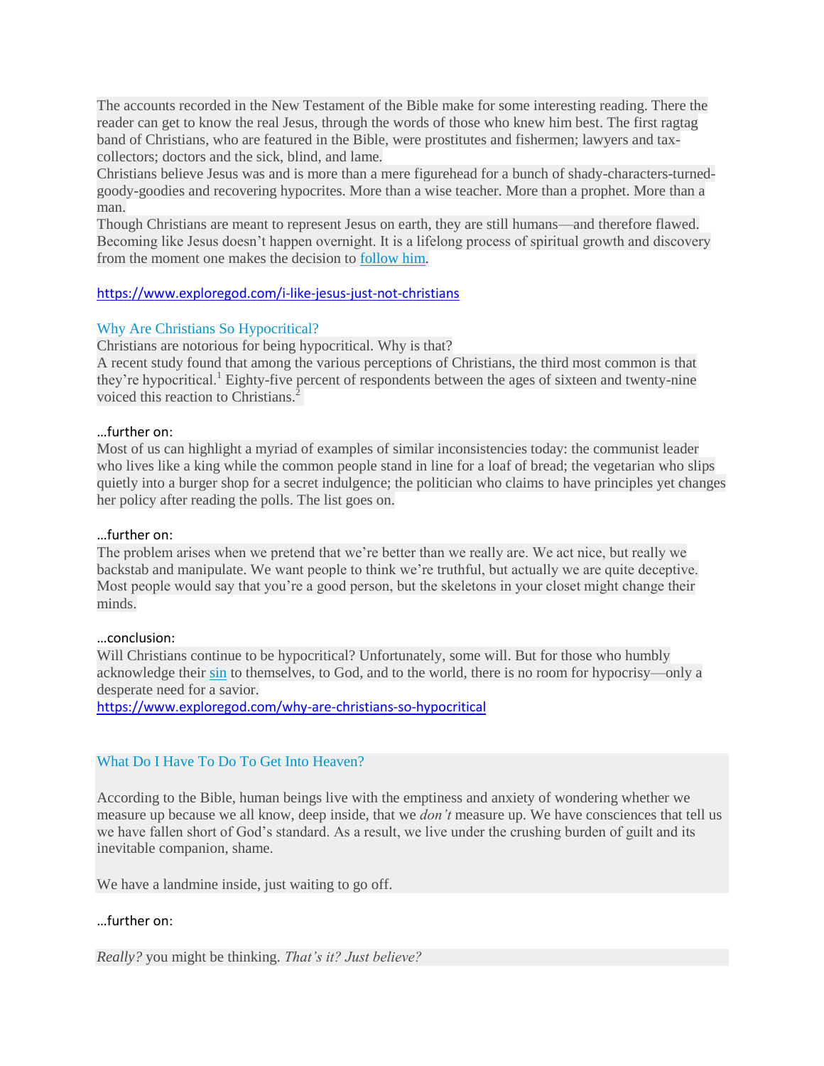The accounts recorded in the New Testament of the Bible make for some interesting reading. There the reader can get to know the real Jesus, through the words of those who knew him best. The first ragtag band of Christians, who are featured in the Bible, were prostitutes and fishermen; lawyers and tax-collectors; doctors and the sick, blind, and lame.

Christians believe Jesus was and is more than a mere figurehead for a bunch of shady-characters-turned-goody-goodies and recovering hypocrites. More than a wise teacher. More than a prophet. More than a man.

Though Christians are meant to represent Jesus on earth, they are still humans—and therefore flawed. Becoming like Jesus doesn't happen overnight. It is a lifelong process of spiritual growth and discovery from the moment one makes the decision to follow him.

https://www.exploregod.com/i-like-jesus-just-not-christians

## Why Are Christians So Hypocritical?

Christians are notorious for being hypocritical. Why is that?

A recent study found that among the various perceptions of Christians, the third most common is that they're hypocritical.[1] Eighty-five percent of respondents between the ages of sixteen and twenty-nine voiced this reaction to Christians.[2]

…further on:

Most of us can highlight a myriad of examples of similar inconsistencies today: the communist leader who lives like a king while the common people stand in line for a loaf of bread; the vegetarian who slips quietly into a burger shop for a secret indulgence; the politician who claims to have principles yet changes her policy after reading the polls. The list goes on.

…further on:

The problem arises when we pretend that we're better than we really are. We act nice, but really we backstab and manipulate. We want people to think we're truthful, but actually we are quite deceptive. Most people would say that you're a good person, but the skeletons in your closet might change their minds.

…conclusion:

Will Christians continue to be hypocritical? Unfortunately, some will. But for those who humbly acknowledge their sin to themselves, to God, and to the world, there is no room for hypocrisy—only a desperate need for a savior.

https://www.exploregod.com/why-are-christians-so-hypocritical

## What Do I Have To Do To Get Into Heaven?

According to the Bible, human beings live with the emptiness and anxiety of wondering whether we measure up because we all know, deep inside, that we *don't* measure up. We have consciences that tell us we have fallen short of God's standard. As a result, we live under the crushing burden of guilt and its inevitable companion, shame.

We have a landmine inside, just waiting to go off.

…further on:

*Really?* you might be thinking. *That's it? Just believe?*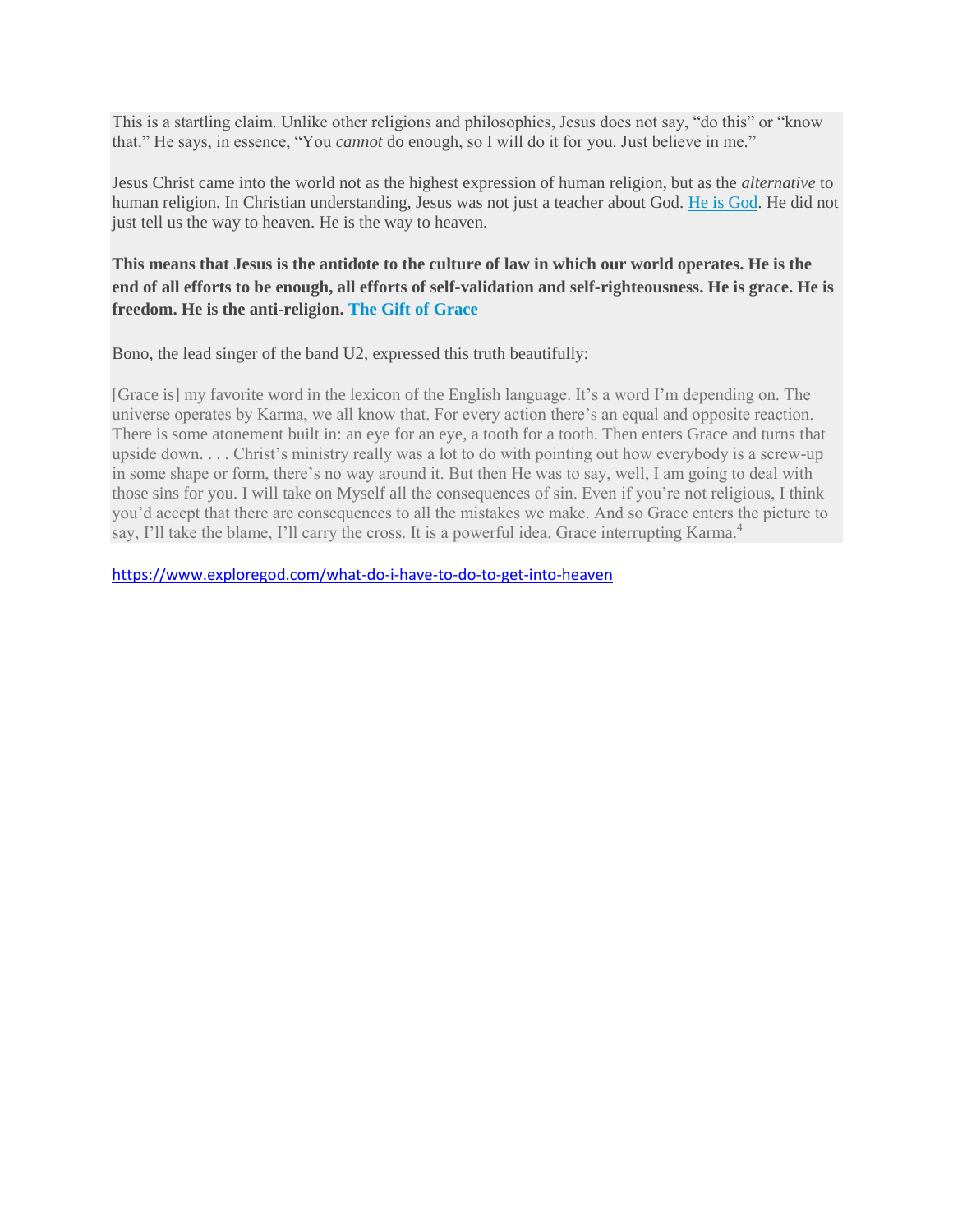This is a startling claim. Unlike other religions and philosophies, Jesus does not say, "do this" or "know that." He says, in essence, "You *cannot* do enough, so I will do it for you. Just believe in me."

Jesus Christ came into the world not as the highest expression of human religion, but as the *alternative* to human religion. In Christian understanding, Jesus was not just a teacher about God. [He is God](). He did not just tell us the way to heaven. He is the way to heaven.

**This means that Jesus is the antidote to the culture of law in which our world operates. He is the end of all efforts to be enough, all efforts of self-validation and self-righteousness. He is grace. He is freedom. He is the anti-religion. The Gift of Grace**

Bono, the lead singer of the band U2, expressed this truth beautifully:

> [Grace is] my favorite word in the lexicon of the English language. It's a word I'm depending on. The universe operates by Karma, we all know that. For every action there's an equal and opposite reaction. There is some atonement built in: an eye for an eye, a tooth for a tooth. Then enters Grace and turns that upside down. . . . Christ's ministry really was a lot to do with pointing out how everybody is a screw-up in some shape or form, there's no way around it. But then He was to say, well, I am going to deal with those sins for you. I will take on Myself all the consequences of sin. Even if you're not religious, I think you'd accept that there are consequences to all the mistakes we make. And so Grace enters the picture to say, I'll take the blame, I'll carry the cross. It is a powerful idea. Grace interrupting Karma.[4]

https://www.exploregod.com/what-do-i-have-to-do-to-get-into-heaven